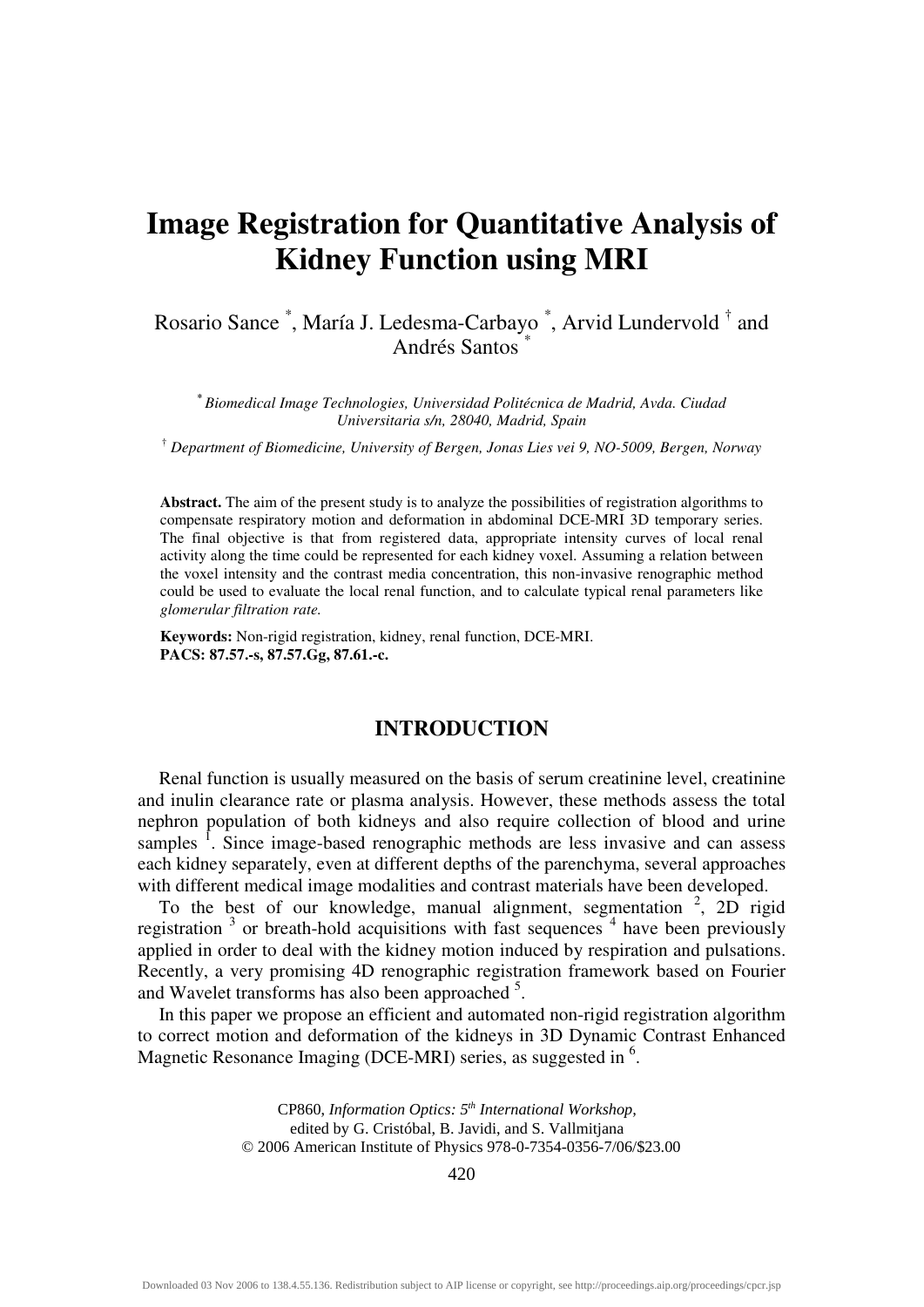# Image Registration for Quantitative Analysis of Kidney Function using MRI

Rosario Sance [*], María J. Ledesma-Carbayo [*], Arvid Lundervold [†] and Andrés Santos [*]

[*] *Biomedical Image Technologies, Universidad Politécnica de Madrid, Avda. Ciudad Universitaria s/n, 28040, Madrid, Spain*

[†] *Department of Biomedicine, University of Bergen, Jonas Lies vei 9, NO-5009, Bergen, Norway*

**Abstract.** The aim of the present study is to analyze the possibilities of registration algorithms to compensate respiratory motion and deformation in abdominal DCE-MRI 3D temporary series. The final objective is that from registered data, appropriate intensity curves of local renal activity along the time could be represented for each kidney voxel. Assuming a relation between the voxel intensity and the contrast media concentration, this non-invasive renographic method could be used to evaluate the local renal function, and to calculate typical renal parameters like *glomerular filtration rate.*

**Keywords:** Non-rigid registration, kidney, renal function, DCE-MRI.
**PACS: 87.57.-s, 87.57.Gg, 87.61.-c.**

## INTRODUCTION

Renal function is usually measured on the basis of serum creatinine level, creatinine and inulin clearance rate or plasma analysis. However, these methods assess the total nephron population of both kidneys and also require collection of blood and urine samples [1]. Since image-based renographic methods are less invasive and can assess each kidney separately, even at different depths of the parenchyma, several approaches with different medical image modalities and contrast materials have been developed.

To the best of our knowledge, manual alignment, segmentation [2], 2D rigid registration [3] or breath-hold acquisitions with fast sequences [4] have been previously applied in order to deal with the kidney motion induced by respiration and pulsations. Recently, a very promising 4D renographic registration framework based on Fourier and Wavelet transforms has also been approached [5].

In this paper we propose an efficient and automated non-rigid registration algorithm to correct motion and deformation of the kidneys in 3D Dynamic Contrast Enhanced Magnetic Resonance Imaging (DCE-MRI) series, as suggested in [6].

CP860, *Information Optics: 5th International Workshop,* edited by G. Cristóbal, B. Javidi, and S. Vallmitjana
© 2006 American Institute of Physics 978-0-7354-0356-7/06/$23.00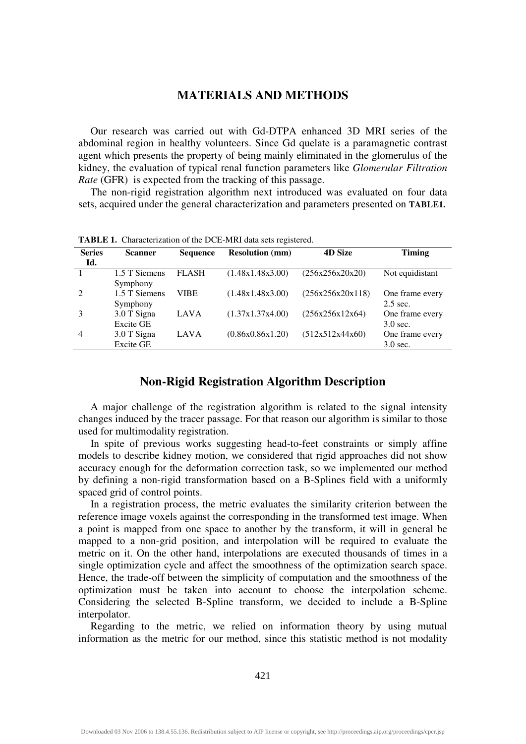# MATERIALS AND METHODS

Our research was carried out with Gd-DTPA enhanced 3D MRI series of the abdominal region in healthy volunteers. Since Gd quelate is a paramagnetic contrast agent which presents the property of being mainly eliminated in the glomerulus of the kidney, the evaluation of typical renal function parameters like *Glomerular Filtration Rate* (GFR) is expected from the tracking of this passage.

The non-rigid registration algorithm next introduced was evaluated on four data sets, acquired under the general characterization and parameters presented on **TABLE1.**

**TABLE 1.** Characterization of the DCE-MRI data sets registered.

| Series Id. | Scanner | Sequence | Resolution (mm) | 4D Size | Timing |
|---|---|---|---|---|---|
| 1 | 1.5 T Siemens Symphony | FLASH | (1.48x1.48x3.00) | (256x256x20x20) | Not equidistant |
| 2 | 1.5 T Siemens Symphony | VIBE | (1.48x1.48x3.00) | (256x256x20x118) | One frame every 2.5 sec. |
| 3 | 3.0 T Signa Excite GE | LAVA | (1.37x1.37x4.00) | (256x256x12x64) | One frame every 3.0 sec. |
| 4 | 3.0 T Signa Excite GE | LAVA | (0.86x0.86x1.20) | (512x512x44x60) | One frame every 3.0 sec. |

## Non-Rigid Registration Algorithm Description

A major challenge of the registration algorithm is related to the signal intensity changes induced by the tracer passage. For that reason our algorithm is similar to those used for multimodality registration.

In spite of previous works suggesting head-to-feet constraints or simply affine models to describe kidney motion, we considered that rigid approaches did not show accuracy enough for the deformation correction task, so we implemented our method by defining a non-rigid transformation based on a B-Splines field with a uniformly spaced grid of control points.

In a registration process, the metric evaluates the similarity criterion between the reference image voxels against the corresponding in the transformed test image. When a point is mapped from one space to another by the transform, it will in general be mapped to a non-grid position, and interpolation will be required to evaluate the metric on it. On the other hand, interpolations are executed thousands of times in a single optimization cycle and affect the smoothness of the optimization search space. Hence, the trade-off between the simplicity of computation and the smoothness of the optimization must be taken into account to choose the interpolation scheme. Considering the selected B-Spline transform, we decided to include a B-Spline interpolator.

Regarding to the metric, we relied on information theory by using mutual information as the metric for our method, since this statistic method is not modality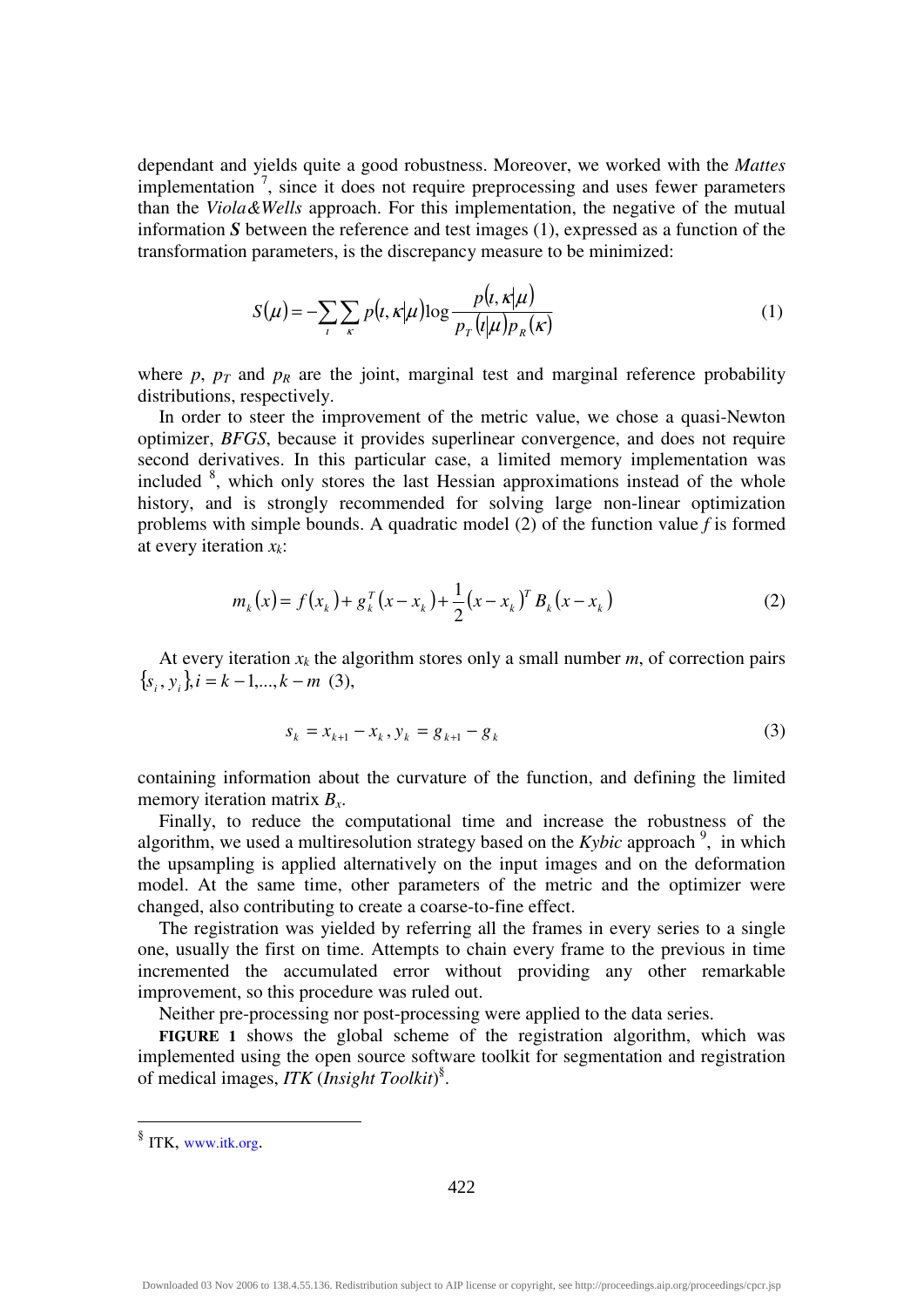dependant and yields quite a good robustness. Moreover, we worked with the *Mattes* implementation [7], since it does not require preprocessing and uses fewer parameters than the *Viola&Wells* approach. For this implementation, the negative of the mutual information ***S*** between the reference and test images (1), expressed as a function of the transformation parameters, is the discrepancy measure to be minimized:

$$S(\mu) = -\sum_{\iota}\sum_{\kappa} p(\iota,\kappa|\mu)\log\frac{p(\iota,\kappa|\mu)}{p_T(\iota|\mu)p_R(\kappa)} \tag{1}$$

where $p$, $p_T$ and $p_R$ are the joint, marginal test and marginal reference probability distributions, respectively.

In order to steer the improvement of the metric value, we chose a quasi-Newton optimizer, *BFGS*, because it provides superlinear convergence, and does not require second derivatives. In this particular case, a limited memory implementation was included [8], which only stores the last Hessian approximations instead of the whole history, and is strongly recommended for solving large non-linear optimization problems with simple bounds. A quadratic model (2) of the function value $f$ is formed at every iteration $x_k$:

$$m_k(x) = f(x_k) + g_k^T(x - x_k) + \frac{1}{2}(x - x_k)^T B_k (x - x_k) \tag{2}$$

At every iteration $x_k$ the algorithm stores only a small number $m$, of correction pairs $\{s_i, y_i\}, i = k-1,...,k-m$ (3),

$$s_k = x_{k+1} - x_k, \; y_k = g_{k+1} - g_k \tag{3}$$

containing information about the curvature of the function, and defining the limited memory iteration matrix $B_x$.

Finally, to reduce the computational time and increase the robustness of the algorithm, we used a multiresolution strategy based on the *Kybic* approach [9], in which the upsampling is applied alternatively on the input images and on the deformation model. At the same time, other parameters of the metric and the optimizer were changed, also contributing to create a coarse-to-fine effect.

The registration was yielded by referring all the frames in every series to a single one, usually the first on time. Attempts to chain every frame to the previous in time incremented the accumulated error without providing any other remarkable improvement, so this procedure was ruled out.

Neither pre-processing nor post-processing were applied to the data series.

**FIGURE 1** shows the global scheme of the registration algorithm, which was implemented using the open source software toolkit for segmentation and registration of medical images, *ITK* (*Insight Toolkit*)[§].

---

[§] ITK, www.itk.org.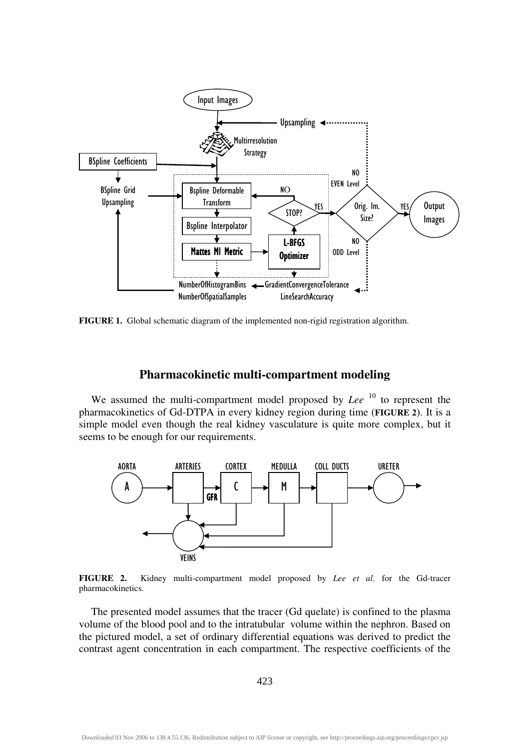**FIGURE 1.** Global schematic diagram of the implemented non-rigid registration algorithm.

## Pharmacokinetic multi-compartment modeling

We assumed the multi-compartment model proposed by *Lee* [10] to represent the pharmacokinetics of Gd-DTPA in every kidney region during time (**FIGURE 2**). It is a simple model even though the real kidney vasculature is quite more complex, but it seems to be enough for our requirements.

**FIGURE 2.** Kidney multi-compartment model proposed by *Lee et al*. for the Gd-tracer pharmacokinetics.

The presented model assumes that the tracer (Gd quelate) is confined to the plasma volume of the blood pool and to the intratubular volume within the nephron. Based on the pictured model, a set of ordinary differential equations was derived to predict the contrast agent concentration in each compartment. The respective coefficients of the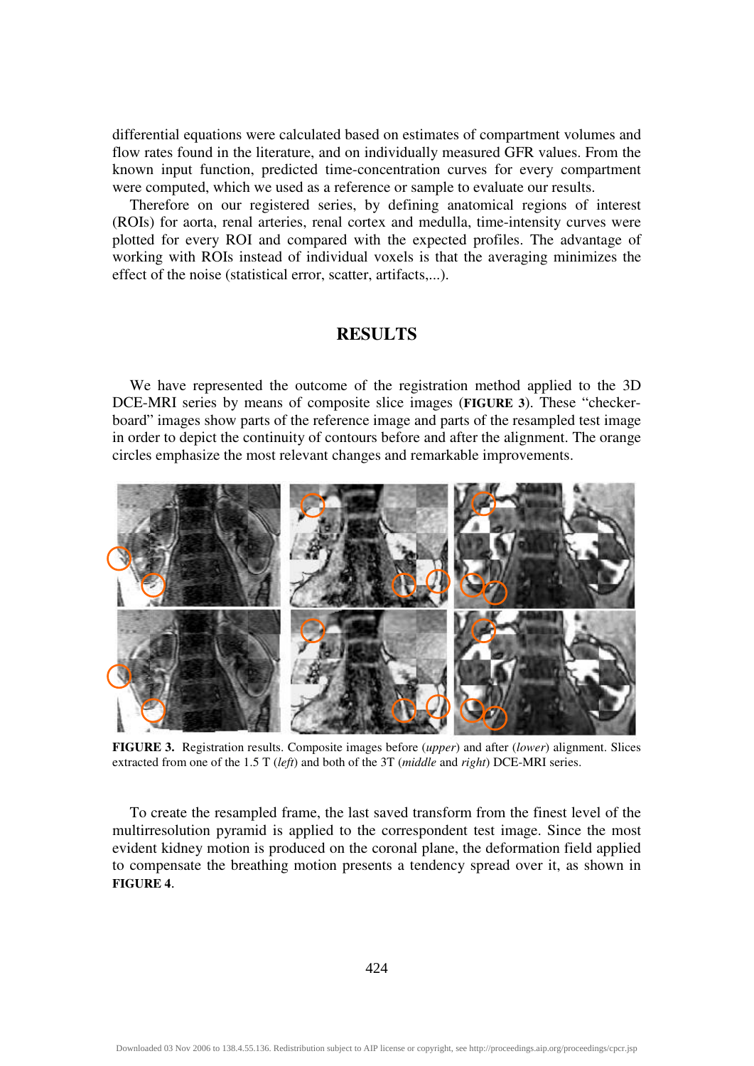differential equations were calculated based on estimates of compartment volumes and flow rates found in the literature, and on individually measured GFR values. From the known input function, predicted time-concentration curves for every compartment were computed, which we used as a reference or sample to evaluate our results.

Therefore on our registered series, by defining anatomical regions of interest (ROIs) for aorta, renal arteries, renal cortex and medulla, time-intensity curves were plotted for every ROI and compared with the expected profiles. The advantage of working with ROIs instead of individual voxels is that the averaging minimizes the effect of the noise (statistical error, scatter, artifacts,...).

## RESULTS

We have represented the outcome of the registration method applied to the 3D DCE-MRI series by means of composite slice images (**FIGURE 3**). These "checker-board" images show parts of the reference image and parts of the resampled test image in order to depict the continuity of contours before and after the alignment. The orange circles emphasize the most relevant changes and remarkable improvements.

**FIGURE 3.** Registration results. Composite images before (*upper*) and after (*lower*) alignment. Slices extracted from one of the 1.5 T (*left*) and both of the 3T (*middle* and *right*) DCE-MRI series.

To create the resampled frame, the last saved transform from the finest level of the multirresolution pyramid is applied to the correspondent test image. Since the most evident kidney motion is produced on the coronal plane, the deformation field applied to compensate the breathing motion presents a tendency spread over it, as shown in **FIGURE 4**.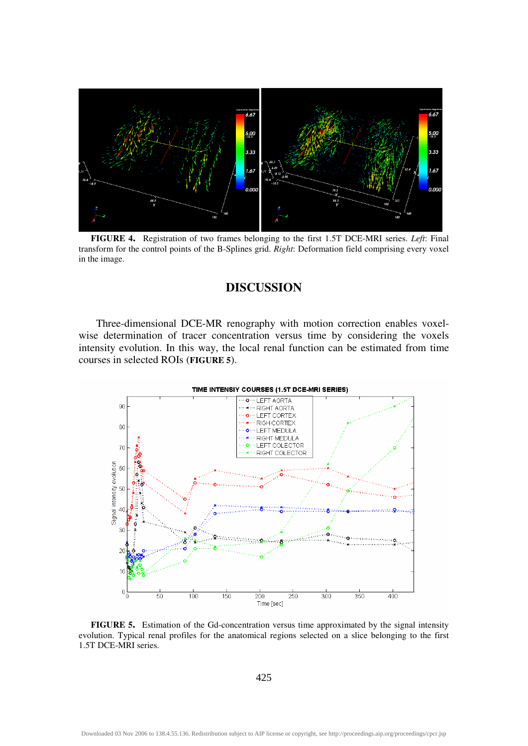**FIGURE 4.** Registration of two frames belonging to the first 1.5T DCE-MRI series. *Left*: Final transform for the control points of the B-Splines grid. *Right*: Deformation field comprising every voxel in the image.

## DISCUSSION

Three-dimensional DCE-MR renography with motion correction enables voxel-wise determination of tracer concentration versus time by considering the voxels intensity evolution. In this way, the local renal function can be estimated from time courses in selected ROIs (**FIGURE 5**).

**FIGURE 5.** Estimation of the Gd-concentration versus time approximated by the signal intensity evolution. Typical renal profiles for the anatomical regions selected on a slice belonging to the first 1.5T DCE-MRI series.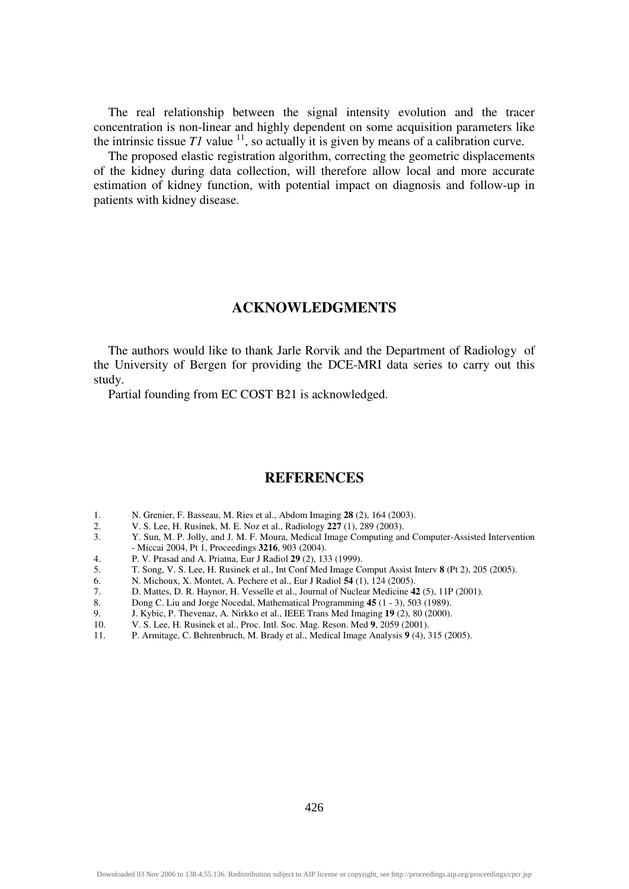The real relationship between the signal intensity evolution and the tracer concentration is non-linear and highly dependent on some acquisition parameters like the intrinsic tissue *T1* value [11], so actually it is given by means of a calibration curve.

The proposed elastic registration algorithm, correcting the geometric displacements of the kidney during data collection, will therefore allow local and more accurate estimation of kidney function, with potential impact on diagnosis and follow-up in patients with kidney disease.

## ACKNOWLEDGMENTS

The authors would like to thank Jarle Rorvik and the Department of Radiology of the University of Bergen for providing the DCE-MRI data series to carry out this study.

Partial founding from EC COST B21 is acknowledged.

## REFERENCES

1. N. Grenier, F. Basseau, M. Ries et al., Abdom Imaging **28** (2), 164 (2003).
2. V. S. Lee, H. Rusinek, M. E. Noz et al., Radiology **227** (1), 289 (2003).
3. Y. Sun, M. P. Jolly, and J. M. F. Moura, Medical Image Computing and Computer-Assisted Intervention - Miccai 2004, Pt 1, Proceedings **3216**, 903 (2004).
4. P. V. Prasad and A. Priatna, Eur J Radiol **29** (2), 133 (1999).
5. T. Song, V. S. Lee, H. Rusinek et al., Int Conf Med Image Comput Assist Interv **8** (Pt 2), 205 (2005).
6. N. Michoux, X. Montet, A. Pechere et al., Eur J Radiol **54** (1), 124 (2005).
7. D. Mattes, D. R. Haynor, H. Vesselle et al., Journal of Nuclear Medicine **42** (5), 11P (2001).
8. Dong C. Liu and Jorge Nocedal, Mathematical Programming **45** (1 - 3), 503 (1989).
9. J. Kybic, P. Thevenaz, A. Nirkko et al., IEEE Trans Med Imaging **19** (2), 80 (2000).
10. V. S. Lee, H. Rusinek et al., Proc. Intl. Soc. Mag. Reson. Med **9**, 2059 (2001).
11. P. Armitage, C. Behrenbruch, M. Brady et al., Medical Image Analysis **9** (4), 315 (2005).